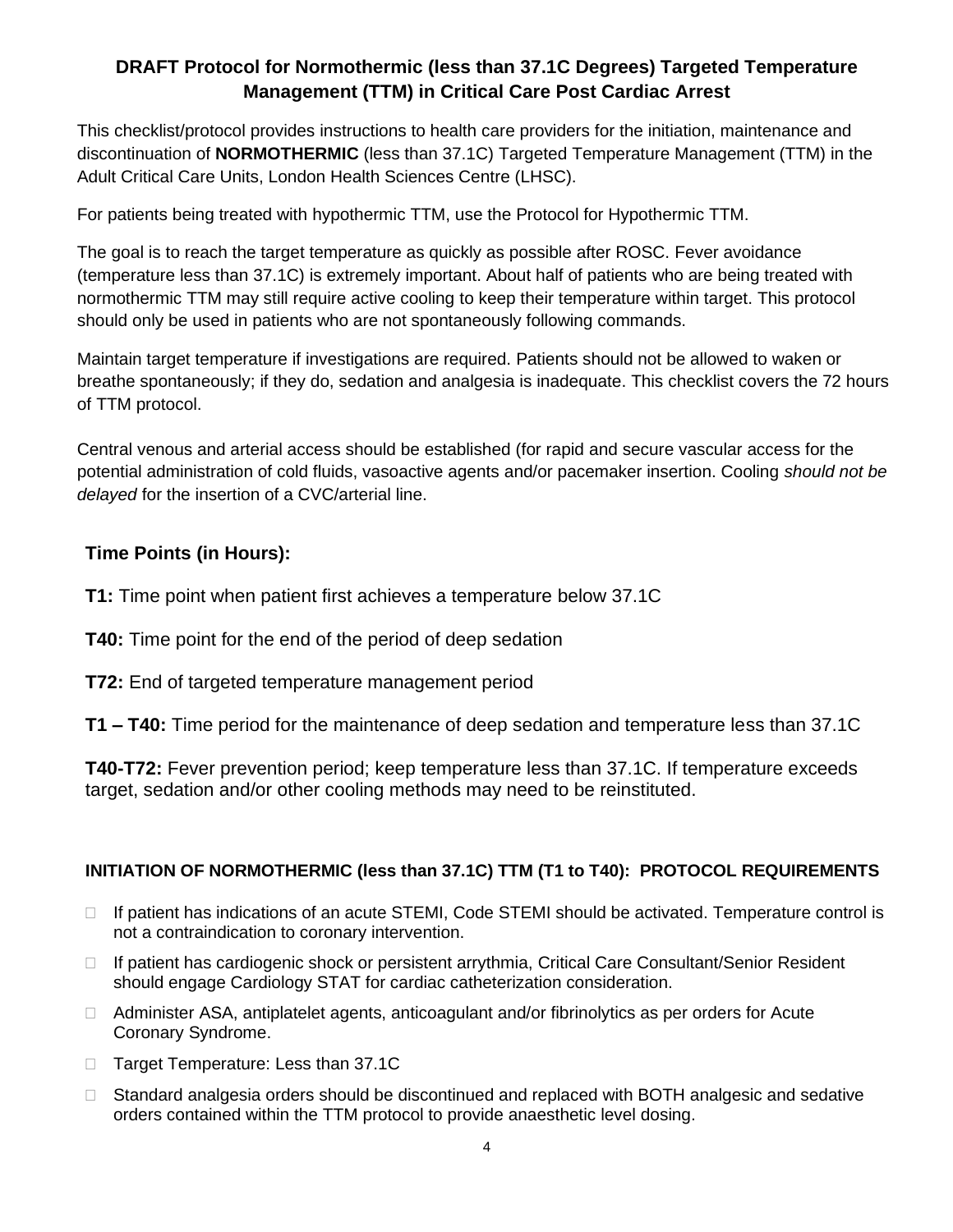## DRAFT Protocol for Normothermic (less than 37.1C Degrees) Targeted Temperature Management (TTM) in Critical Care Post Cardiac Arrest

This checklist/protocol provides instructions to health care providers for the initiation, maintenance and discontinuation of **NORMOTHERMIC** (less than 37.1C) Targeted Temperature Management (TTM) in the Adult Critical Care Units, London Health Sciences Centre (LHSC).

For patients being treated with hypothermic TTM, use the Protocol for Hypothermic TTM.

The goal is to reach the target temperature as quickly as possible after ROSC. Fever avoidance (temperature less than 37.1C) is extremely important. About half of patients who are being treated with normothermic TTM may still require active cooling to keep their temperature within target. This protocol should only be used in patients who are not spontaneously following commands.

Maintain target temperature if investigations are required. Patients should not be allowed to waken or breathe spontaneously; if they do, sedation and analgesia is inadequate. This checklist covers the 72 hours of TTM protocol.

Central venous and arterial access should be established (for rapid and secure vascular access for the potential administration of cold fluids, vasoactive agents and/or pacemaker insertion. Cooling *should not be delayed* for the insertion of a CVC/arterial line.

### Time Points (in Hours):

**T1:** Time point when patient first achieves a temperature below 37.1C

**T40:** Time point for the end of the period of deep sedation

**T72:** End of targeted temperature management period

**T1 – T40:** Time period for the maintenance of deep sedation and temperature less than 37.1C

**T40-T72:** Fever prevention period; keep temperature less than 37.1C. If temperature exceeds target, sedation and/or other cooling methods may need to be reinstituted.

### INITIATION OF NORMOTHERMIC (less than 37.1C) TTM (T1 to T40): PROTOCOL REQUIREMENTS

- ☐ If patient has indications of an acute STEMI, Code STEMI should be activated. Temperature control is not a contraindication to coronary intervention.
- ☐ If patient has cardiogenic shock or persistent arrythmia, Critical Care Consultant/Senior Resident should engage Cardiology STAT for cardiac catheterization consideration.
- ☐ Administer ASA, antiplatelet agents, anticoagulant and/or fibrinolytics as per orders for Acute Coronary Syndrome.
- ☐ Target Temperature: Less than 37.1C
- ☐ Standard analgesia orders should be discontinued and replaced with BOTH analgesic and sedative orders contained within the TTM protocol to provide anaesthetic level dosing.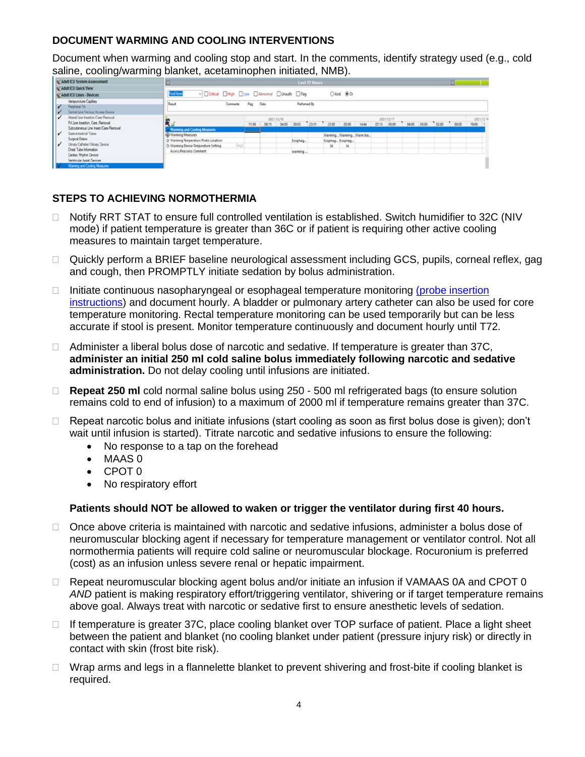## DOCUMENT WARMING AND COOLING INTERVENTIONS

Document when warming and cooling stop and start. In the comments, identify strategy used (e.g., cold saline, cooling/warming blanket, acetaminophen initiated, NMB).

## STEPS TO ACHIEVING NORMOTHERMIA

- Notify RRT STAT to ensure full controlled ventilation is established. Switch humidifier to 32C (NIV mode) if patient temperature is greater than 36C or if patient is requiring other active cooling measures to maintain target temperature.
- Quickly perform a BRIEF baseline neurological assessment including GCS, pupils, corneal reflex, gag and cough, then PROMPTLY initiate sedation by bolus administration.
- Initiate continuous nasopharyngeal or esophageal temperature monitoring [(probe insertion instructions)]() and document hourly. A bladder or pulmonary artery catheter can also be used for core temperature monitoring. Rectal temperature monitoring can be used temporarily but can be less accurate if stool is present. Monitor temperature continuously and document hourly until T72.
- Administer a liberal bolus dose of narcotic and sedative. If temperature is greater than 37C, **administer an initial 250 ml cold saline bolus immediately following narcotic and sedative administration.** Do not delay cooling until infusions are initiated.
- **Repeat 250 ml** cold normal saline bolus using 250 - 500 ml refrigerated bags (to ensure solution remains cold to end of infusion) to a maximum of 2000 ml if temperature remains greater than 37C.
- Repeat narcotic bolus and initiate infusions (start cooling as soon as first bolus dose is given); don't wait until infusion is started). Titrate narcotic and sedative infusions to ensure the following:
  - No response to a tap on the forehead
  - MAAS 0
  - CPOT 0
  - No respiratory effort

  **Patients should NOT be allowed to waken or trigger the ventilator during first 40 hours.**

- Once above criteria is maintained with narcotic and sedative infusions, administer a bolus dose of neuromuscular blocking agent if necessary for temperature management or ventilator control. Not all normothermia patients will require cold saline or neuromuscular blockage. Rocuronium is preferred (cost) as an infusion unless severe renal or hepatic impairment.
- Repeat neuromuscular blocking agent bolus and/or initiate an infusion if VAMAAS 0A and CPOT 0 *AND* patient is making respiratory effort/triggering ventilator, shivering or if target temperature remains above goal. Always treat with narcotic or sedative first to ensure anesthetic levels of sedation.
- If temperature is greater 37C, place cooling blanket over TOP surface of patient. Place a light sheet between the patient and blanket (no cooling blanket under patient (pressure injury risk) or directly in contact with skin (frost bite risk).
- Wrap arms and legs in a flannelette blanket to prevent shivering and frost-bite if cooling blanket is required.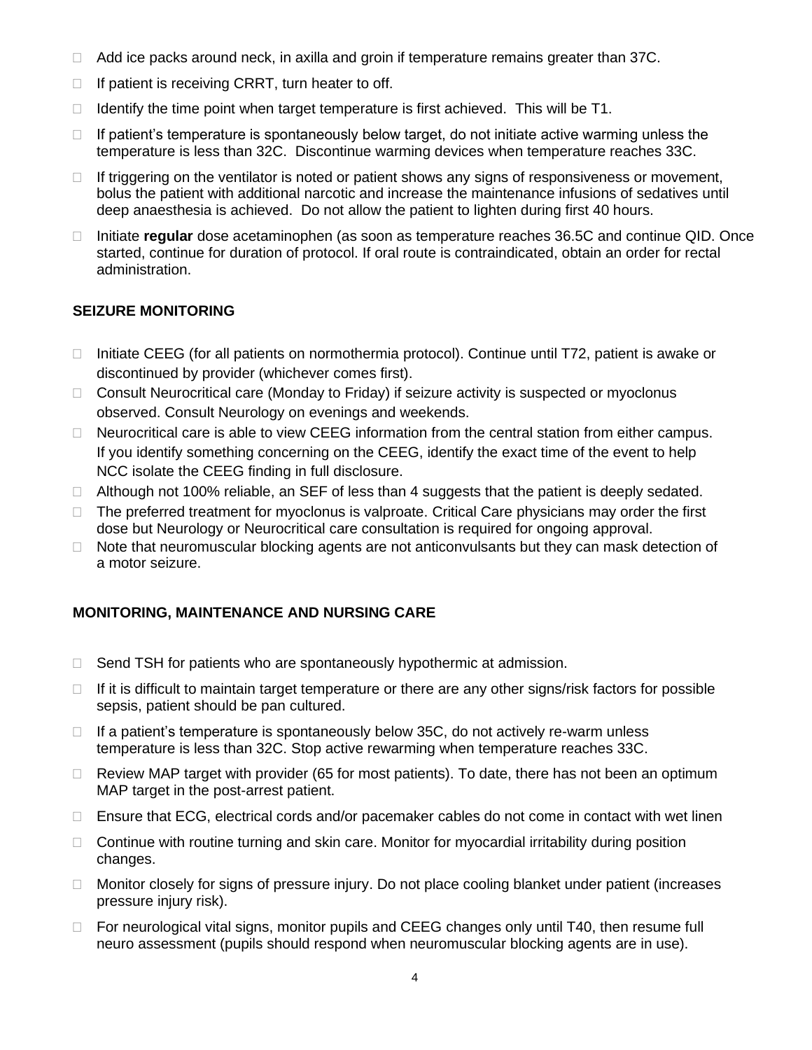- Add ice packs around neck, in axilla and groin if temperature remains greater than 37C.
- If patient is receiving CRRT, turn heater to off.
- Identify the time point when target temperature is first achieved. This will be T1.
- If patient's temperature is spontaneously below target, do not initiate active warming unless the temperature is less than 32C. Discontinue warming devices when temperature reaches 33C.
- If triggering on the ventilator is noted or patient shows any signs of responsiveness or movement, bolus the patient with additional narcotic and increase the maintenance infusions of sedatives until deep anaesthesia is achieved. Do not allow the patient to lighten during first 40 hours.
- Initiate **regular** dose acetaminophen (as soon as temperature reaches 36.5C and continue QID. Once started, continue for duration of protocol. If oral route is contraindicated, obtain an order for rectal administration.

## SEIZURE MONITORING

- Initiate CEEG (for all patients on normothermia protocol). Continue until T72, patient is awake or discontinued by provider (whichever comes first).
- Consult Neurocritical care (Monday to Friday) if seizure activity is suspected or myoclonus observed. Consult Neurology on evenings and weekends.
- Neurocritical care is able to view CEEG information from the central station from either campus. If you identify something concerning on the CEEG, identify the exact time of the event to help NCC isolate the CEEG finding in full disclosure.
- Although not 100% reliable, an SEF of less than 4 suggests that the patient is deeply sedated.
- The preferred treatment for myoclonus is valproate. Critical Care physicians may order the first dose but Neurology or Neurocritical care consultation is required for ongoing approval.
- Note that neuromuscular blocking agents are not anticonvulsants but they can mask detection of a motor seizure.

## MONITORING, MAINTENANCE AND NURSING CARE

- Send TSH for patients who are spontaneously hypothermic at admission.
- If it is difficult to maintain target temperature or there are any other signs/risk factors for possible sepsis, patient should be pan cultured.
- If a patient's temperature is spontaneously below 35C, do not actively re-warm unless temperature is less than 32C. Stop active rewarming when temperature reaches 33C.
- Review MAP target with provider (65 for most patients). To date, there has not been an optimum MAP target in the post-arrest patient.
- Ensure that ECG, electrical cords and/or pacemaker cables do not come in contact with wet linen
- Continue with routine turning and skin care. Monitor for myocardial irritability during position changes.
- Monitor closely for signs of pressure injury. Do not place cooling blanket under patient (increases pressure injury risk).
- For neurological vital signs, monitor pupils and CEEG changes only until T40, then resume full neuro assessment (pupils should respond when neuromuscular blocking agents are in use).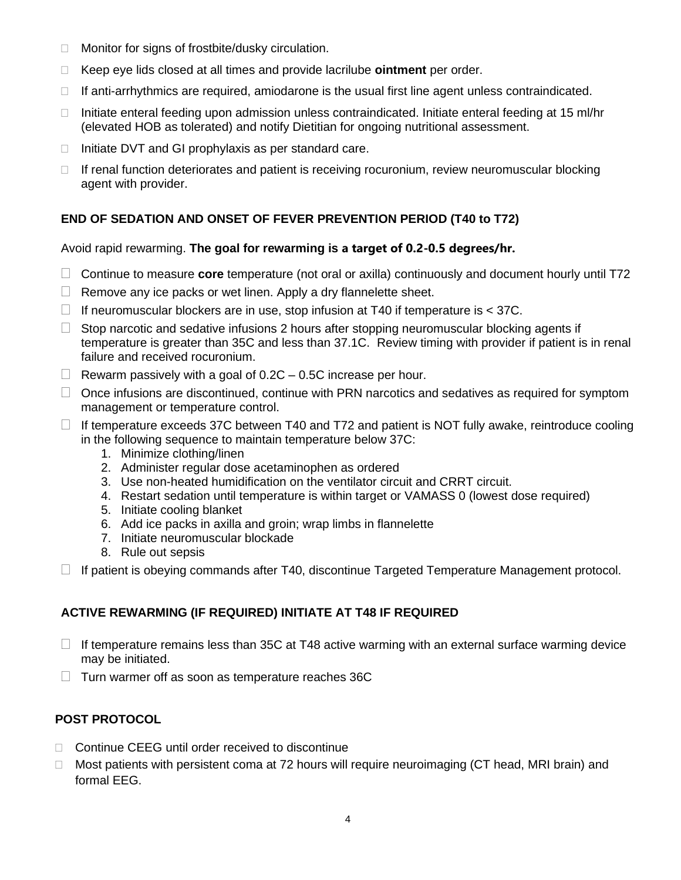- Monitor for signs of frostbite/dusky circulation.
- Keep eye lids closed at all times and provide lacrilube **ointment** per order.
- If anti-arrhythmics are required, amiodarone is the usual first line agent unless contraindicated.
- Initiate enteral feeding upon admission unless contraindicated. Initiate enteral feeding at 15 ml/hr (elevated HOB as tolerated) and notify Dietitian for ongoing nutritional assessment.
- Initiate DVT and GI prophylaxis as per standard care.
- If renal function deteriorates and patient is receiving rocuronium, review neuromuscular blocking agent with provider.

### END OF SEDATION AND ONSET OF FEVER PREVENTION PERIOD (T40 to T72)

Avoid rapid rewarming. **The goal for rewarming is a target of 0.2-0.5 degrees/hr.**

- Continue to measure **core** temperature (not oral or axilla) continuously and document hourly until T72
- Remove any ice packs or wet linen. Apply a dry flannelette sheet.
- If neuromuscular blockers are in use, stop infusion at T40 if temperature is < 37C.
- Stop narcotic and sedative infusions 2 hours after stopping neuromuscular blocking agents if temperature is greater than 35C and less than 37.1C. Review timing with provider if patient is in renal failure and received rocuronium.
- Rewarm passively with a goal of 0.2C – 0.5C increase per hour.
- Once infusions are discontinued, continue with PRN narcotics and sedatives as required for symptom management or temperature control.
- If temperature exceeds 37C between T40 and T72 and patient is NOT fully awake, reintroduce cooling in the following sequence to maintain temperature below 37C:
    1. Minimize clothing/linen
    2. Administer regular dose acetaminophen as ordered
    3. Use non-heated humidification on the ventilator circuit and CRRT circuit.
    4. Restart sedation until temperature is within target or VAMASS 0 (lowest dose required)
    5. Initiate cooling blanket
    6. Add ice packs in axilla and groin; wrap limbs in flannelette
    7. Initiate neuromuscular blockade
    8. Rule out sepsis
- If patient is obeying commands after T40, discontinue Targeted Temperature Management protocol.

### ACTIVE REWARMING (IF REQUIRED) INITIATE AT T48 IF REQUIRED

- If temperature remains less than 35C at T48 active warming with an external surface warming device may be initiated.
- Turn warmer off as soon as temperature reaches 36C

### POST PROTOCOL

- Continue CEEG until order received to discontinue
- Most patients with persistent coma at 72 hours will require neuroimaging (CT head, MRI brain) and formal EEG.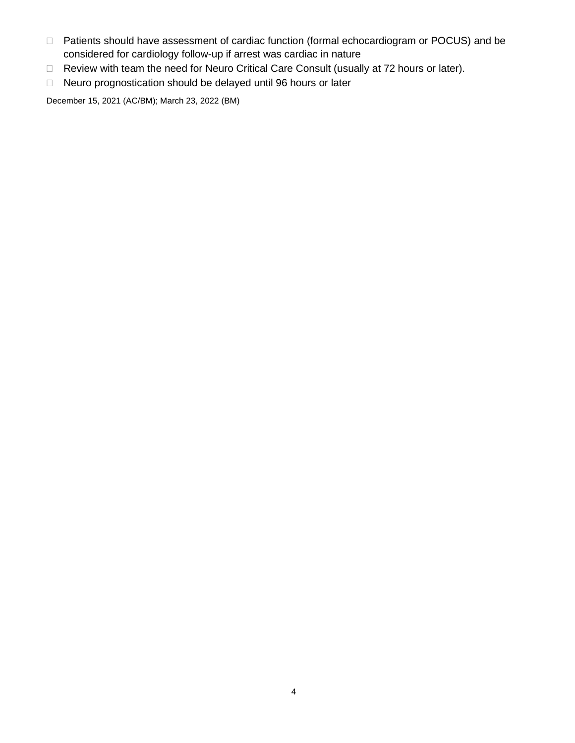- Patients should have assessment of cardiac function (formal echocardiogram or POCUS) and be considered for cardiology follow-up if arrest was cardiac in nature
- Review with team the need for Neuro Critical Care Consult (usually at 72 hours or later).
- Neuro prognostication should be delayed until 96 hours or later

December 15, 2021 (AC/BM); March 23, 2022 (BM)